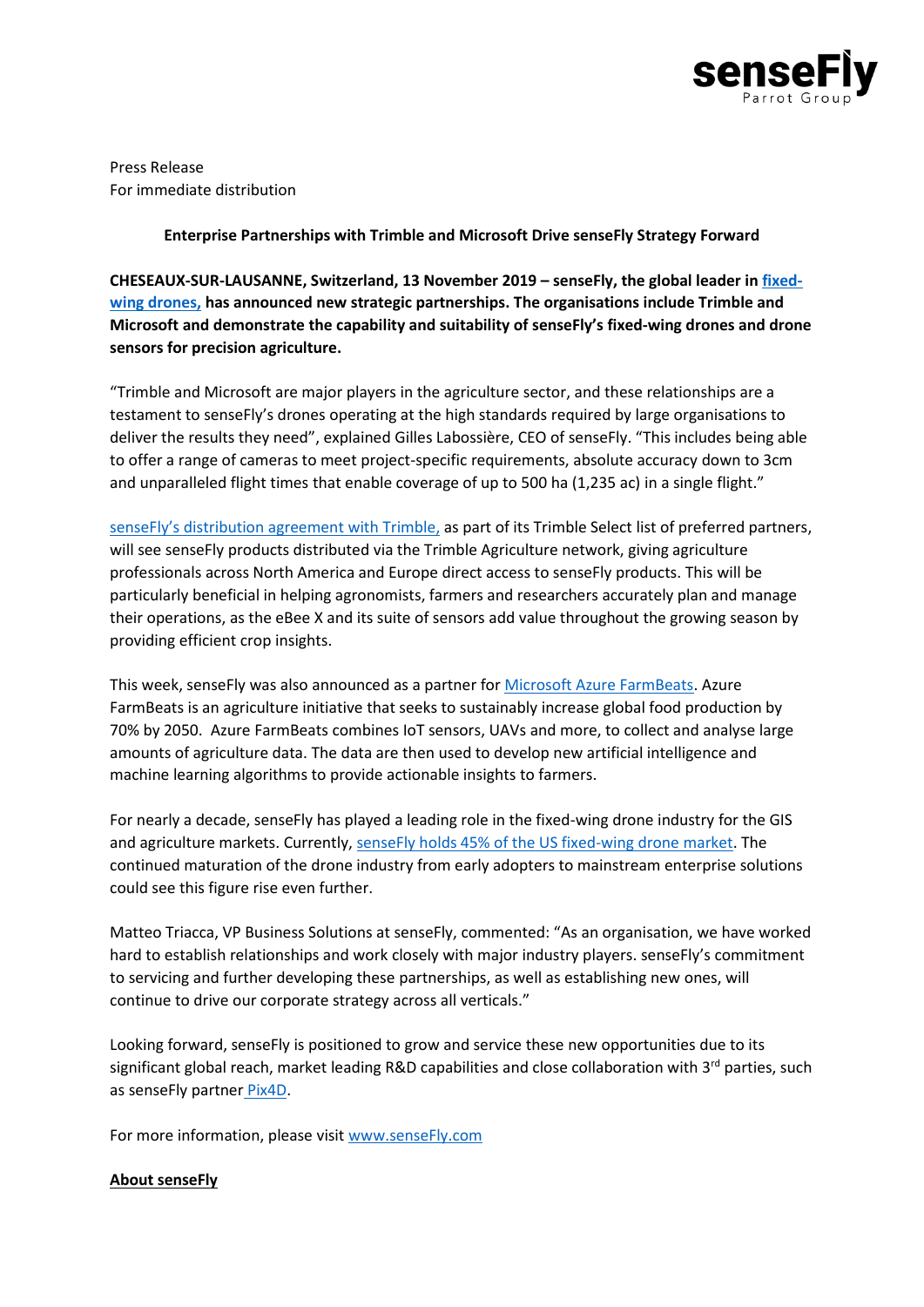Press Release
For immediate distribution

**Enterprise Partnerships with Trimble and Microsoft Drive senseFly Strategy Forward**

**CHESEAUX-SUR-LAUSANNE, Switzerland, 13 November 2019 – senseFly, the global leader in fixed-wing drones, has announced new strategic partnerships. The organisations include Trimble and Microsoft and demonstrate the capability and suitability of senseFly's fixed-wing drones and drone sensors for precision agriculture.**

"Trimble and Microsoft are major players in the agriculture sector, and these relationships are a testament to senseFly's drones operating at the high standards required by large organisations to deliver the results they need", explained Gilles Labossière, CEO of senseFly. "This includes being able to offer a range of cameras to meet project-specific requirements, absolute accuracy down to 3cm and unparalleled flight times that enable coverage of up to 500 ha (1,235 ac) in a single flight."

senseFly's distribution agreement with Trimble, as part of its Trimble Select list of preferred partners, will see senseFly products distributed via the Trimble Agriculture network, giving agriculture professionals across North America and Europe direct access to senseFly products. This will be particularly beneficial in helping agronomists, farmers and researchers accurately plan and manage their operations, as the eBee X and its suite of sensors add value throughout the growing season by providing efficient crop insights.

This week, senseFly was also announced as a partner for Microsoft Azure FarmBeats. Azure FarmBeats is an agriculture initiative that seeks to sustainably increase global food production by 70% by 2050. Azure FarmBeats combines IoT sensors, UAVs and more, to collect and analyse large amounts of agriculture data. The data are then used to develop new artificial intelligence and machine learning algorithms to provide actionable insights to farmers.

For nearly a decade, senseFly has played a leading role in the fixed-wing drone industry for the GIS and agriculture markets. Currently, senseFly holds 45% of the US fixed-wing drone market. The continued maturation of the drone industry from early adopters to mainstream enterprise solutions could see this figure rise even further.

Matteo Triacca, VP Business Solutions at senseFly, commented: "As an organisation, we have worked hard to establish relationships and work closely with major industry players. senseFly's commitment to servicing and further developing these partnerships, as well as establishing new ones, will continue to drive our corporate strategy across all verticals."

Looking forward, senseFly is positioned to grow and service these new opportunities due to its significant global reach, market leading R&D capabilities and close collaboration with 3rd parties, such as senseFly partner Pix4D.

For more information, please visit www.senseFly.com

**About senseFly**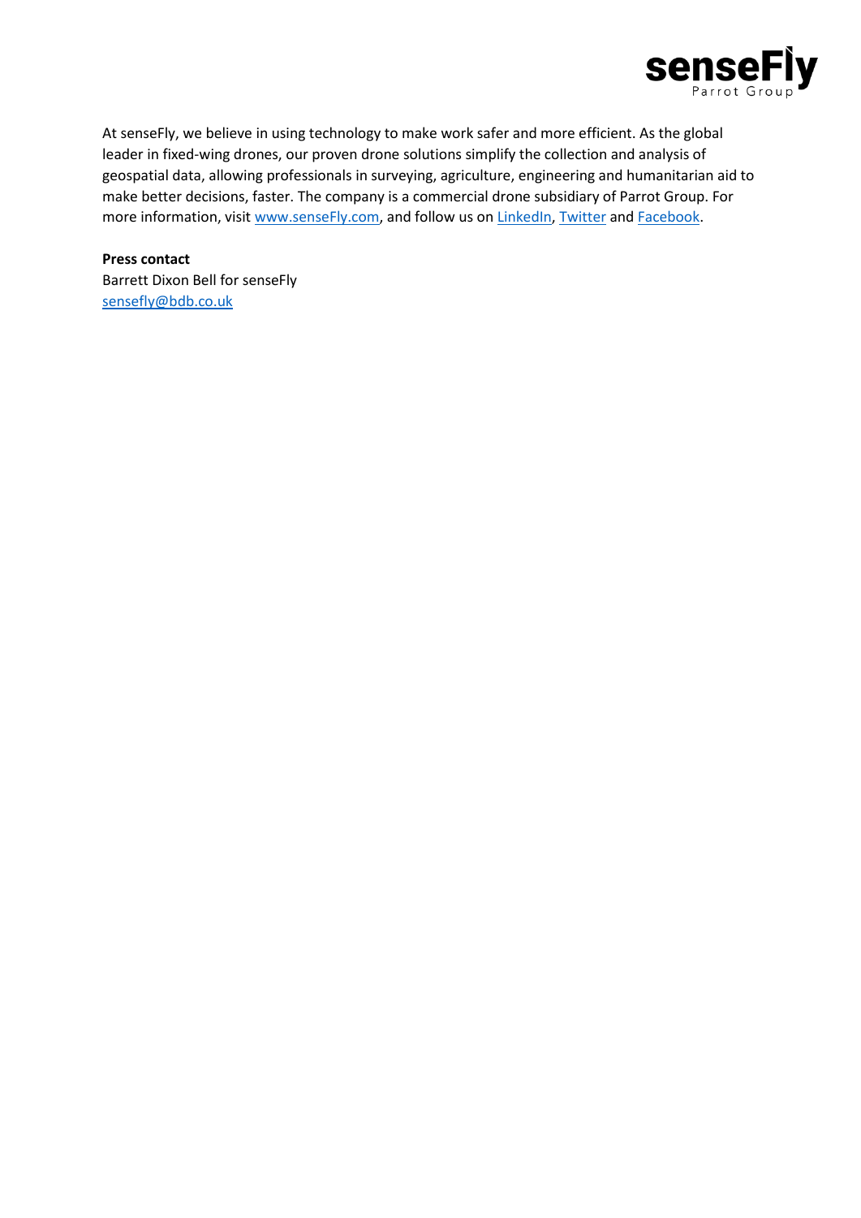At senseFly, we believe in using technology to make work safer and more efficient. As the global leader in fixed-wing drones, our proven drone solutions simplify the collection and analysis of geospatial data, allowing professionals in surveying, agriculture, engineering and humanitarian aid to make better decisions, faster. The company is a commercial drone subsidiary of Parrot Group. For more information, visit www.senseFly.com, and follow us on LinkedIn, Twitter and Facebook.

**Press contact**
Barrett Dixon Bell for senseFly
sensefly@bdb.co.uk